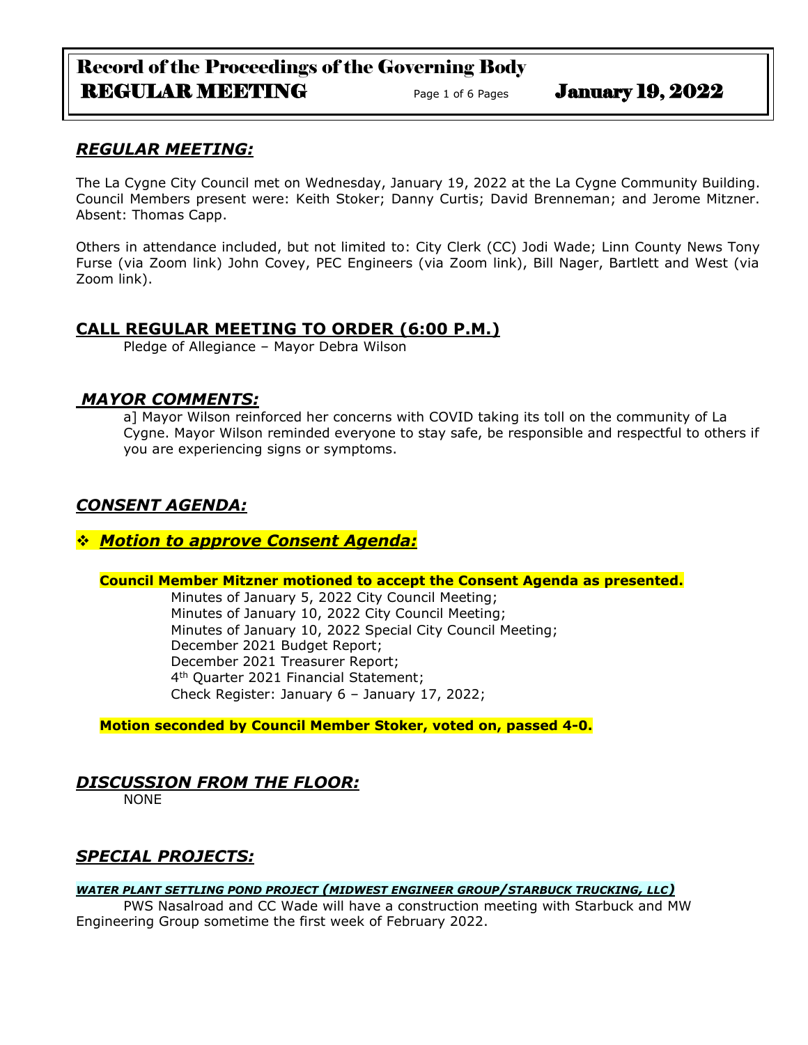# Record of the Proceedings of the Governing Body
## REGULAR MEETING — January 19, 2022

## *REGULAR MEETING:*

The La Cygne City Council met on Wednesday, January 19, 2022 at the La Cygne Community Building. Council Members present were: Keith Stoker; Danny Curtis; David Brenneman; and Jerome Mitzner. Absent: Thomas Capp.

Others in attendance included, but not limited to: City Clerk (CC) Jodi Wade; Linn County News Tony Furse (via Zoom link) John Covey, PEC Engineers (via Zoom link), Bill Nager, Bartlett and West (via Zoom link).

## CALL REGULAR MEETING TO ORDER (6:00 P.M.)

Pledge of Allegiance – Mayor Debra Wilson

## *MAYOR COMMENTS:*

a] Mayor Wilson reinforced her concerns with COVID taking its toll on the community of La Cygne. Mayor Wilson reminded everyone to stay safe, be responsible and respectful to others if you are experiencing signs or symptoms.

## *CONSENT AGENDA:*

❖ ***Motion to approve Consent Agenda:***

**Council Member Mitzner motioned to accept the Consent Agenda as presented.**

Minutes of January 5, 2022 City Council Meeting;
Minutes of January 10, 2022 City Council Meeting;
Minutes of January 10, 2022 Special City Council Meeting;
December 2021 Budget Report;
December 2021 Treasurer Report;
4th Quarter 2021 Financial Statement;
Check Register: January 6 – January 17, 2022;

**Motion seconded by Council Member Stoker, voted on, passed 4-0.**

## *DISCUSSION FROM THE FLOOR:*

NONE

## *SPECIAL PROJECTS:*

***WATER PLANT SETTLING POND PROJECT (MIDWEST ENGINEER GROUP/STARBUCK TRUCKING, LLC)***

PWS Nasalroad and CC Wade will have a construction meeting with Starbuck and MW Engineering Group sometime the first week of February 2022.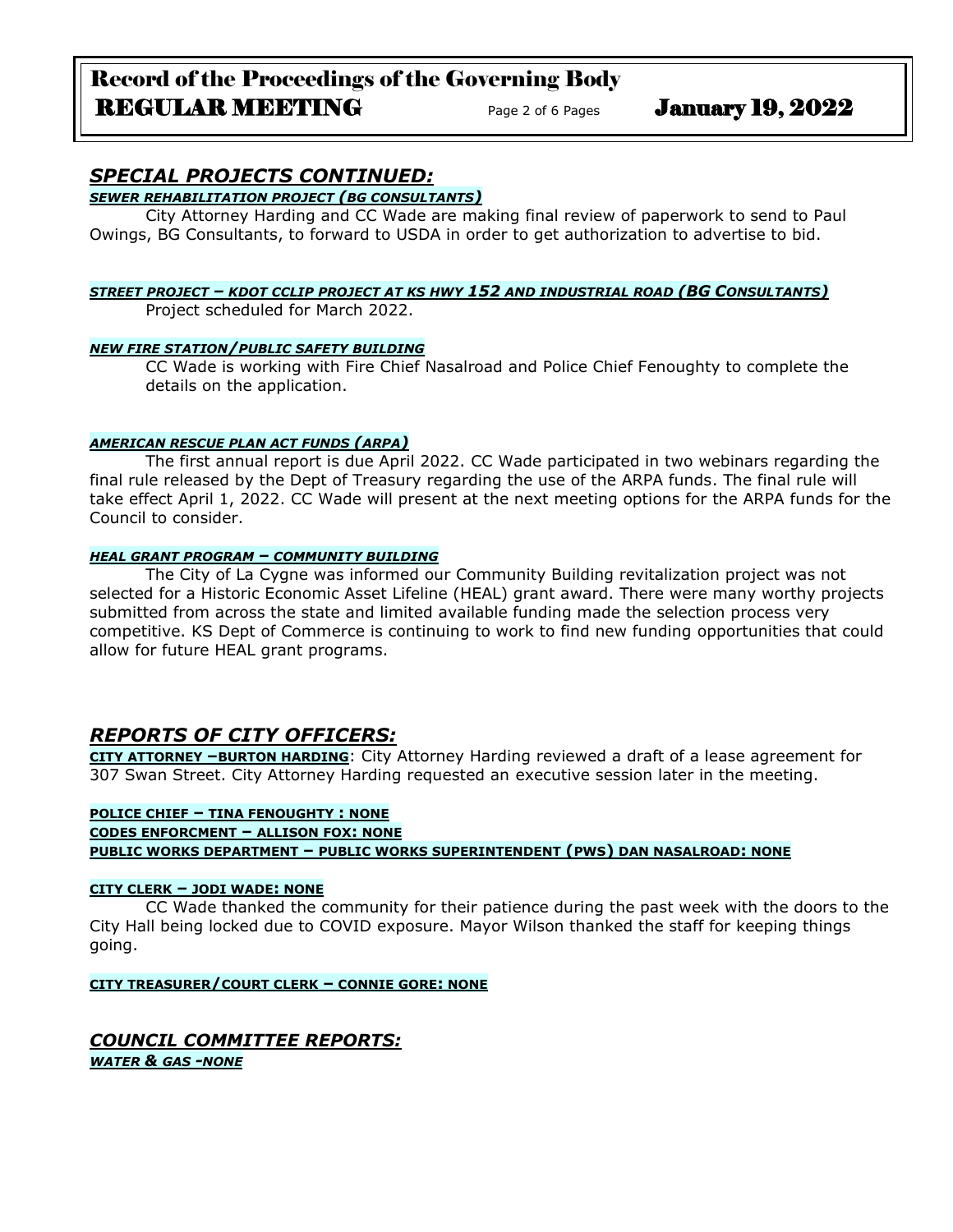## *SPECIAL PROJECTS CONTINUED:*

***SEWER REHABILITATION PROJECT (BG CONSULTANTS)***

City Attorney Harding and CC Wade are making final review of paperwork to send to Paul Owings, BG Consultants, to forward to USDA in order to get authorization to advertise to bid.

***STREET PROJECT – KDOT CCLIP PROJECT AT KS HWY 152 AND INDUSTRIAL ROAD (BG CONSULTANTS)***

Project scheduled for March 2022.

***NEW FIRE STATION/PUBLIC SAFETY BUILDING***

CC Wade is working with Fire Chief Nasalroad and Police Chief Fenoughty to complete the details on the application.

***AMERICAN RESCUE PLAN ACT FUNDS (ARPA)***

The first annual report is due April 2022. CC Wade participated in two webinars regarding the final rule released by the Dept of Treasury regarding the use of the ARPA funds. The final rule will take effect April 1, 2022. CC Wade will present at the next meeting options for the ARPA funds for the Council to consider.

***HEAL GRANT PROGRAM – COMMUNITY BUILDING***

The City of La Cygne was informed our Community Building revitalization project was not selected for a Historic Economic Asset Lifeline (HEAL) grant award. There were many worthy projects submitted from across the state and limited available funding made the selection process very competitive. KS Dept of Commerce is continuing to work to find new funding opportunities that could allow for future HEAL grant programs.

## *REPORTS OF CITY OFFICERS:*

**CITY ATTORNEY –BURTON HARDING**: City Attorney Harding reviewed a draft of a lease agreement for 307 Swan Street. City Attorney Harding requested an executive session later in the meeting.

**POLICE CHIEF – TINA FENOUGHTY : NONE**

**CODES ENFORCMENT – ALLISON FOX: NONE**

**PUBLIC WORKS DEPARTMENT – PUBLIC WORKS SUPERINTENDENT (PWS) DAN NASALROAD: NONE**

**CITY CLERK – JODI WADE: NONE**

CC Wade thanked the community for their patience during the past week with the doors to the City Hall being locked due to COVID exposure. Mayor Wilson thanked the staff for keeping things going.

**CITY TREASURER/COURT CLERK – CONNIE GORE: NONE**

## *COUNCIL COMMITTEE REPORTS:*

***WATER & GAS -NONE***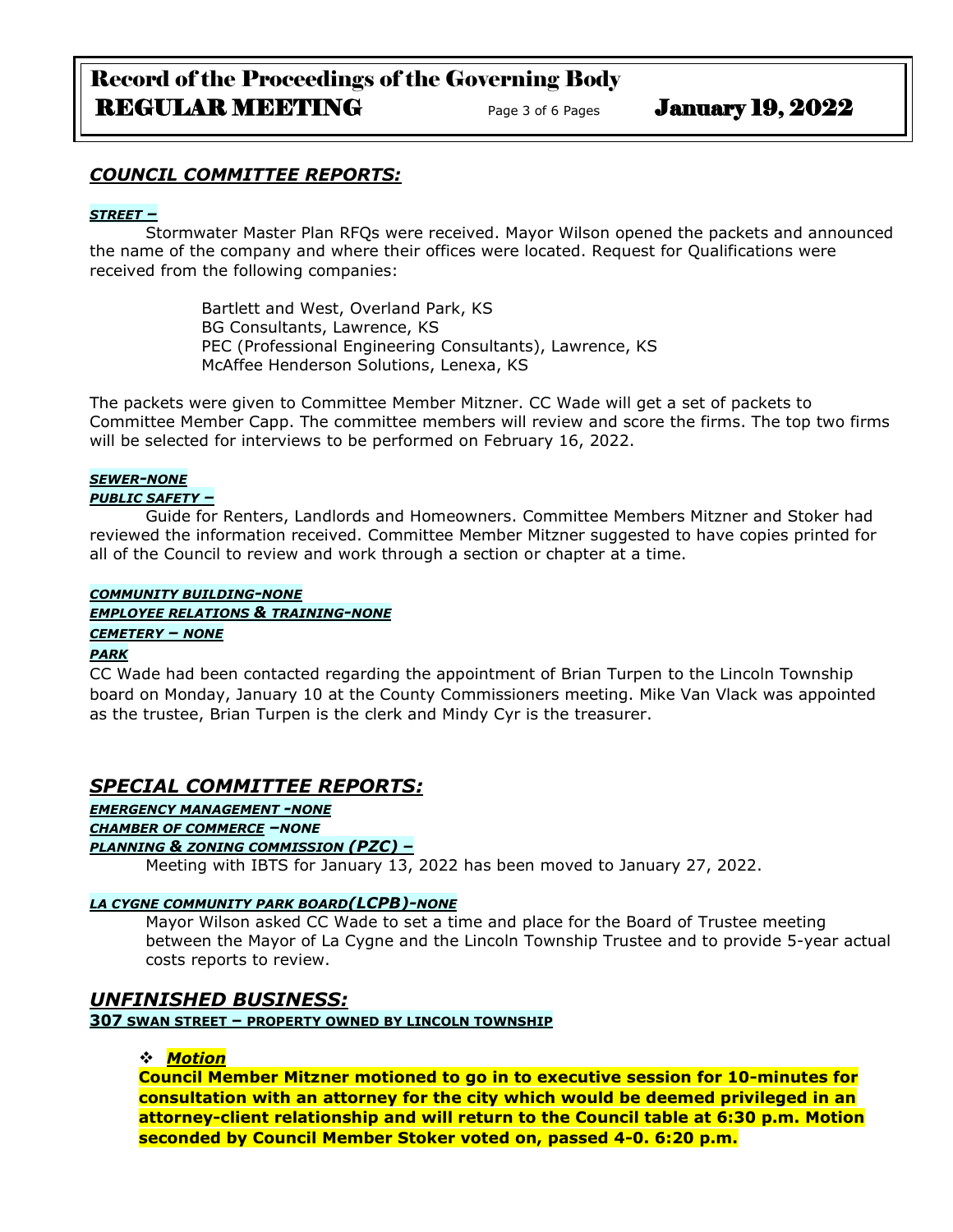## *COUNCIL COMMITTEE REPORTS:*

***STREET –***

Stormwater Master Plan RFQs were received. Mayor Wilson opened the packets and announced the name of the company and where their offices were located. Request for Qualifications were received from the following companies:

Bartlett and West, Overland Park, KS
BG Consultants, Lawrence, KS
PEC (Professional Engineering Consultants), Lawrence, KS
McAffee Henderson Solutions, Lenexa, KS

The packets were given to Committee Member Mitzner. CC Wade will get a set of packets to Committee Member Capp. The committee members will review and score the firms. The top two firms will be selected for interviews to be performed on February 16, 2022.

***SEWER-NONE***

***PUBLIC SAFETY –***

Guide for Renters, Landlords and Homeowners. Committee Members Mitzner and Stoker had reviewed the information received. Committee Member Mitzner suggested to have copies printed for all of the Council to review and work through a section or chapter at a time.

***COMMUNITY BUILDING-NONE***

***EMPLOYEE RELATIONS & TRAINING-NONE***

***CEMETERY – NONE***

***PARK***

CC Wade had been contacted regarding the appointment of Brian Turpen to the Lincoln Township board on Monday, January 10 at the County Commissioners meeting. Mike Van Vlack was appointed as the trustee, Brian Turpen is the clerk and Mindy Cyr is the treasurer.

## *SPECIAL COMMITTEE REPORTS:*

***EMERGENCY MANAGEMENT -NONE***

***CHAMBER OF COMMERCE –NONE***

***PLANNING & ZONING COMMISSION (PZC) –***

Meeting with IBTS for January 13, 2022 has been moved to January 27, 2022.

***LA CYGNE COMMUNITY PARK BOARD(LCPB)-NONE***

Mayor Wilson asked CC Wade to set a time and place for the Board of Trustee meeting between the Mayor of La Cygne and the Lincoln Township Trustee and to provide 5-year actual costs reports to review.

## *UNFINISHED BUSINESS:*

**307 SWAN STREET – PROPERTY OWNED BY LINCOLN TOWNSHIP**

- ***Motion***

**Council Member Mitzner motioned to go in to executive session for 10-minutes for consultation with an attorney for the city which would be deemed privileged in an attorney-client relationship and will return to the Council table at 6:30 p.m. Motion seconded by Council Member Stoker voted on, passed 4-0. 6:20 p.m.**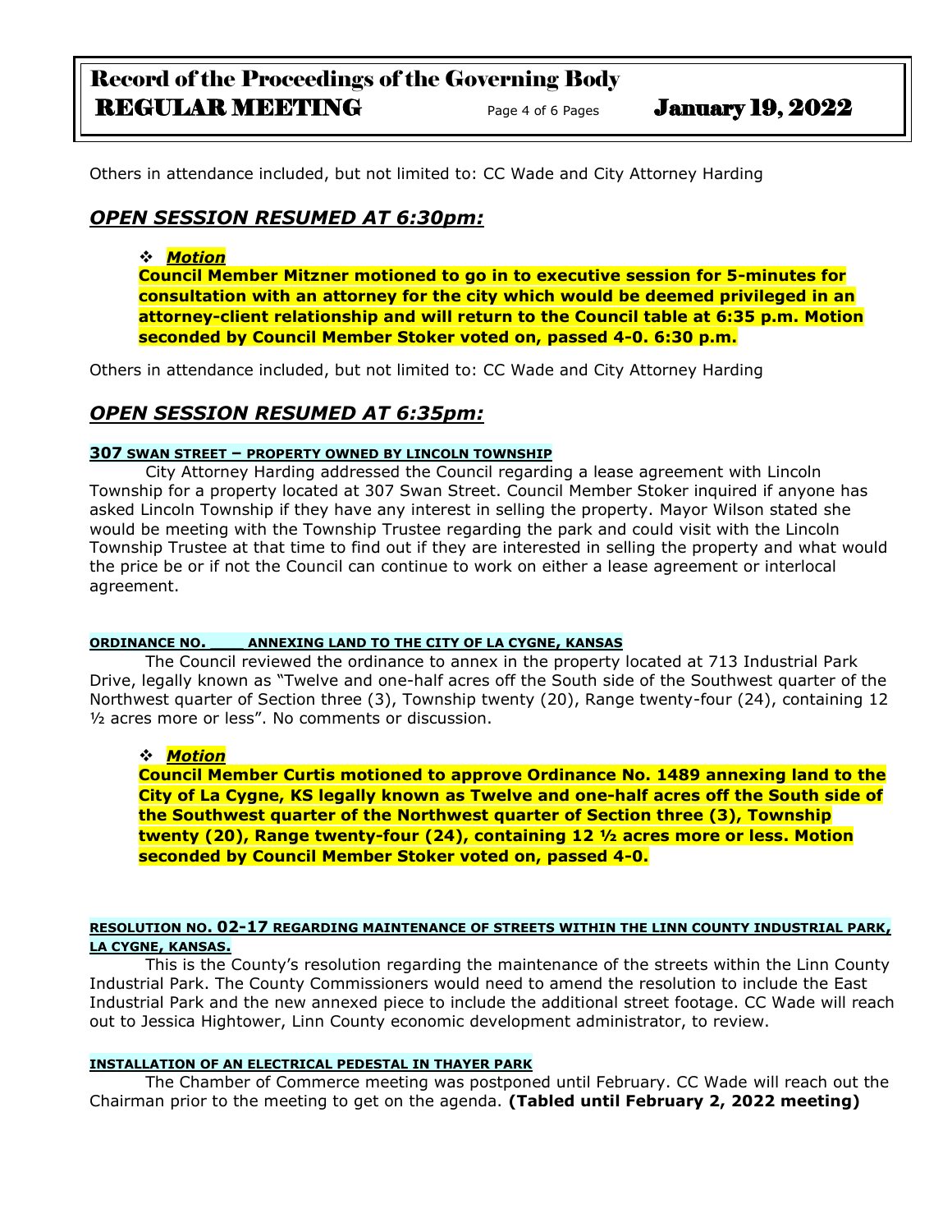Others in attendance included, but not limited to: CC Wade and City Attorney Harding

## ***OPEN SESSION RESUMED AT 6:30pm:***

- ***Motion***

**Council Member Mitzner motioned to go in to executive session for 5-minutes for consultation with an attorney for the city which would be deemed privileged in an attorney-client relationship and will return to the Council table at 6:35 p.m. Motion seconded by Council Member Stoker voted on, passed 4-0. 6:30 p.m.**

Others in attendance included, but not limited to: CC Wade and City Attorney Harding

## ***OPEN SESSION RESUMED AT 6:35pm:***

**307 SWAN STREET – PROPERTY OWNED BY LINCOLN TOWNSHIP**

City Attorney Harding addressed the Council regarding a lease agreement with Lincoln Township for a property located at 307 Swan Street. Council Member Stoker inquired if anyone has asked Lincoln Township if they have any interest in selling the property. Mayor Wilson stated she would be meeting with the Township Trustee regarding the park and could visit with the Lincoln Township Trustee at that time to find out if they are interested in selling the property and what would the price be or if not the Council can continue to work on either a lease agreement or interlocal agreement.

**ORDINANCE NO. \_\_\_\_ ANNEXING LAND TO THE CITY OF LA CYGNE, KANSAS**

The Council reviewed the ordinance to annex in the property located at 713 Industrial Park Drive, legally known as "Twelve and one-half acres off the South side of the Southwest quarter of the Northwest quarter of Section three (3), Township twenty (20), Range twenty-four (24), containing 12 ½ acres more or less". No comments or discussion.

- ***Motion***

**Council Member Curtis motioned to approve Ordinance No. 1489 annexing land to the City of La Cygne, KS legally known as Twelve and one-half acres off the South side of the Southwest quarter of the Northwest quarter of Section three (3), Township twenty (20), Range twenty-four (24), containing 12 ½ acres more or less. Motion seconded by Council Member Stoker voted on, passed 4-0.**

**RESOLUTION NO. 02-17 REGARDING MAINTENANCE OF STREETS WITHIN THE LINN COUNTY INDUSTRIAL PARK, LA CYGNE, KANSAS.**

This is the County's resolution regarding the maintenance of the streets within the Linn County Industrial Park. The County Commissioners would need to amend the resolution to include the East Industrial Park and the new annexed piece to include the additional street footage. CC Wade will reach out to Jessica Hightower, Linn County economic development administrator, to review.

**INSTALLATION OF AN ELECTRICAL PEDESTAL IN THAYER PARK**

The Chamber of Commerce meeting was postponed until February. CC Wade will reach out the Chairman prior to the meeting to get on the agenda. **(Tabled until February 2, 2022 meeting)**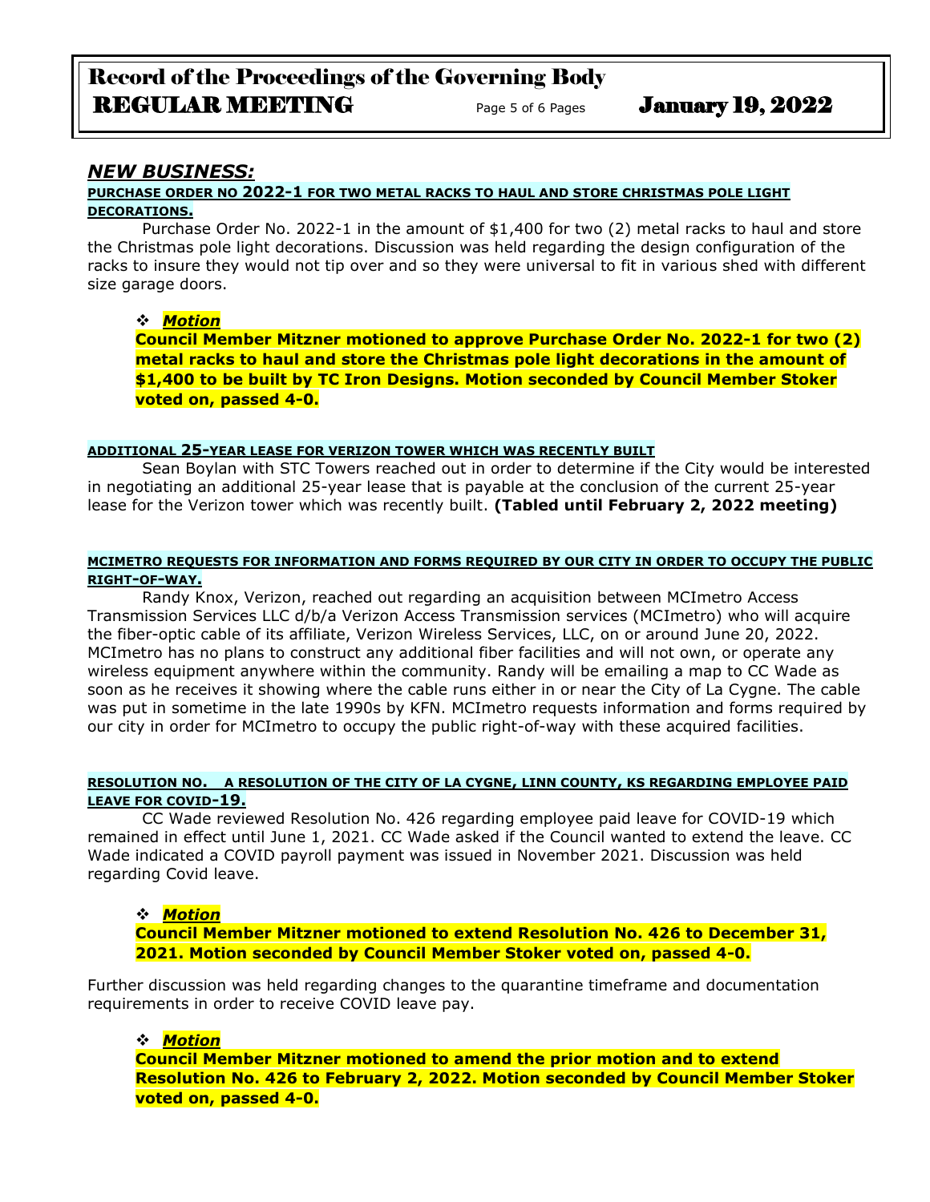## *NEW BUSINESS:*

**PURCHASE ORDER NO 2022-1 FOR TWO METAL RACKS TO HAUL AND STORE CHRISTMAS POLE LIGHT DECORATIONS.**

Purchase Order No. 2022-1 in the amount of $1,400 for two (2) metal racks to haul and store the Christmas pole light decorations. Discussion was held regarding the design configuration of the racks to insure they would not tip over and so they were universal to fit in various shed with different size garage doors.

- ***Motion***

  **Council Member Mitzner motioned to approve Purchase Order No. 2022-1 for two (2) metal racks to haul and store the Christmas pole light decorations in the amount of $1,400 to be built by TC Iron Designs. Motion seconded by Council Member Stoker voted on, passed 4-0.**

**ADDITIONAL 25-YEAR LEASE FOR VERIZON TOWER WHICH WAS RECENTLY BUILT**

Sean Boylan with STC Towers reached out in order to determine if the City would be interested in negotiating an additional 25-year lease that is payable at the conclusion of the current 25-year lease for the Verizon tower which was recently built. **(Tabled until February 2, 2022 meeting)**

**MCIMETRO REQUESTS FOR INFORMATION AND FORMS REQUIRED BY OUR CITY IN ORDER TO OCCUPY THE PUBLIC RIGHT-OF-WAY.**

Randy Knox, Verizon, reached out regarding an acquisition between MCImetro Access Transmission Services LLC d/b/a Verizon Access Transmission services (MCImetro) who will acquire the fiber-optic cable of its affiliate, Verizon Wireless Services, LLC, on or around June 20, 2022. MCImetro has no plans to construct any additional fiber facilities and will not own, or operate any wireless equipment anywhere within the community. Randy will be emailing a map to CC Wade as soon as he receives it showing where the cable runs either in or near the City of La Cygne. The cable was put in sometime in the late 1990s by KFN. MCImetro requests information and forms required by our city in order for MCImetro to occupy the public right-of-way with these acquired facilities.

**RESOLUTION NO. A RESOLUTION OF THE CITY OF LA CYGNE, LINN COUNTY, KS REGARDING EMPLOYEE PAID LEAVE FOR COVID-19.**

CC Wade reviewed Resolution No. 426 regarding employee paid leave for COVID-19 which remained in effect until June 1, 2021. CC Wade asked if the Council wanted to extend the leave. CC Wade indicated a COVID payroll payment was issued in November 2021. Discussion was held regarding Covid leave.

- ***Motion***

  **Council Member Mitzner motioned to extend Resolution No. 426 to December 31, 2021. Motion seconded by Council Member Stoker voted on, passed 4-0.**

Further discussion was held regarding changes to the quarantine timeframe and documentation requirements in order to receive COVID leave pay.

- ***Motion***

  **Council Member Mitzner motioned to amend the prior motion and to extend Resolution No. 426 to February 2, 2022. Motion seconded by Council Member Stoker voted on, passed 4-0.**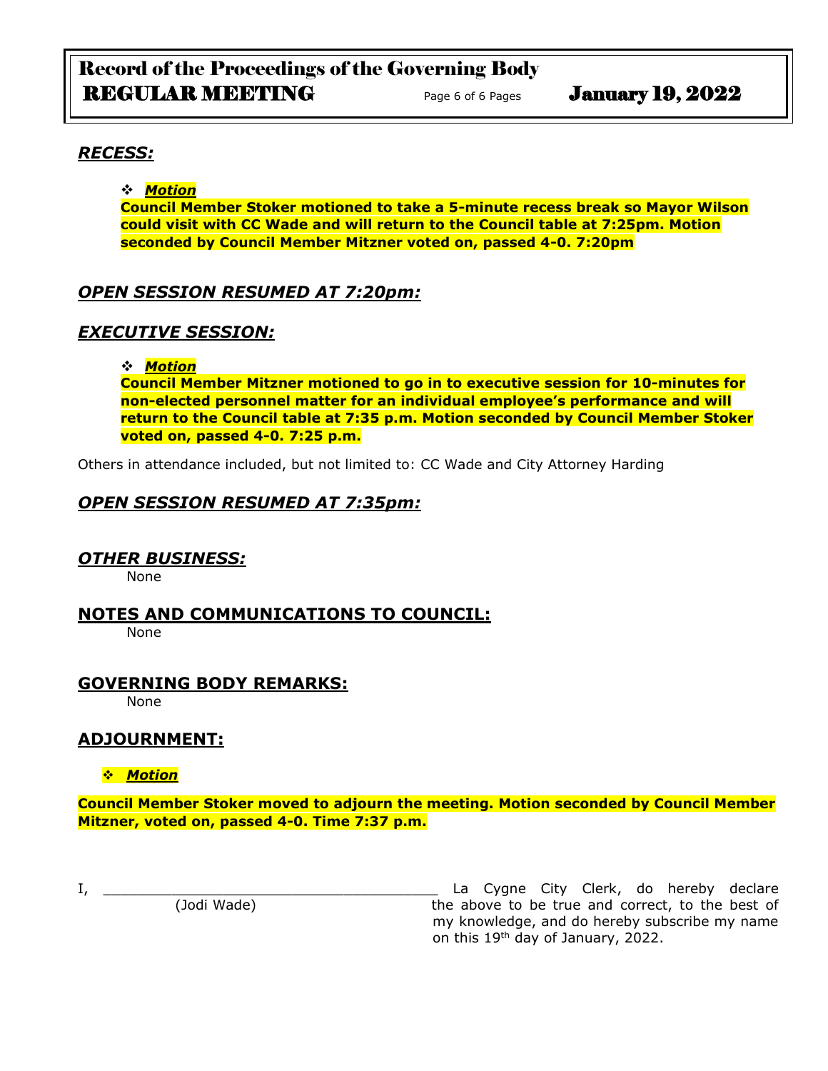## *RECESS:*

❖ ***Motion***
**Council Member Stoker motioned to take a 5-minute recess break so Mayor Wilson could visit with CC Wade and will return to the Council table at 7:25pm. Motion seconded by Council Member Mitzner voted on, passed 4-0. 7:20pm**

## *OPEN SESSION RESUMED AT 7:20pm:*

## *EXECUTIVE SESSION:*

❖ ***Motion***
**Council Member Mitzner motioned to go in to executive session for 10-minutes for non-elected personnel matter for an individual employee's performance and will return to the Council table at 7:35 p.m. Motion seconded by Council Member Stoker voted on, passed 4-0. 7:25 p.m.**

Others in attendance included, but not limited to: CC Wade and City Attorney Harding

## *OPEN SESSION RESUMED AT 7:35pm:*

## *OTHER BUSINESS:*

None

## NOTES AND COMMUNICATIONS TO COUNCIL:

None

## GOVERNING BODY REMARKS:

None

## ADJOURNMENT:

❖ ***Motion***

**Council Member Stoker moved to adjourn the meeting. Motion seconded by Council Member Mitzner, voted on, passed 4-0. Time 7:37 p.m.**

I, ________________________________________ La Cygne City Clerk, do hereby declare the above to be true and correct, to the best of my knowledge, and do hereby subscribe my name on this 19th day of January, 2022.

(Jodi Wade)